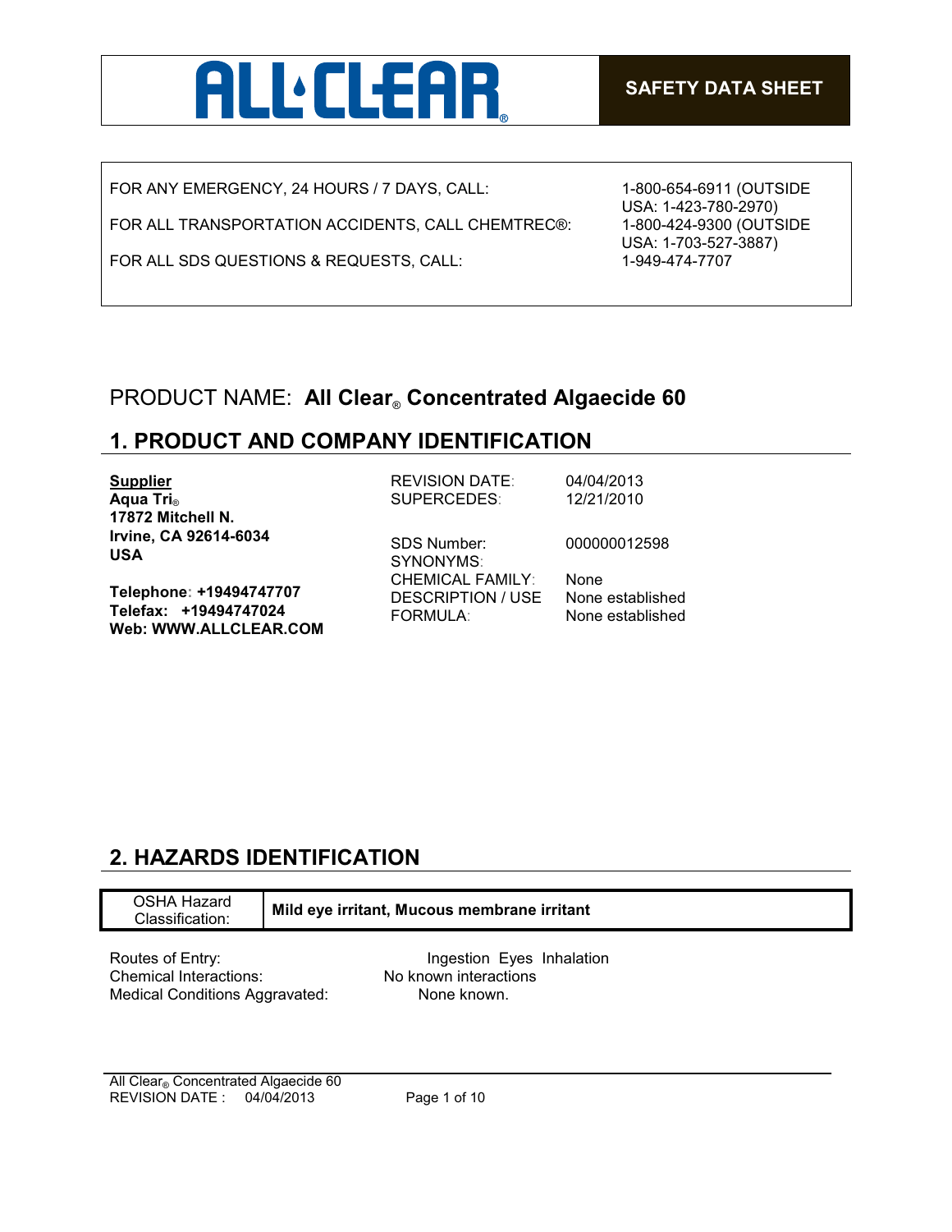**ALL CLEAR®**

**SAFETY DATA SHEET**

| | |
|---|---|
| FOR ANY EMERGENCY, 24 HOURS / 7 DAYS, CALL: | 1-800-654-6911 (OUTSIDE USA: 1-423-780-2970) |
| FOR ALL TRANSPORTATION ACCIDENTS, CALL CHEMTREC®: | 1-800-424-9300 (OUTSIDE USA: 1-703-527-3887) |
| FOR ALL SDS QUESTIONS & REQUESTS, CALL: | 1-949-474-7707 |

PRODUCT NAME: **All Clear® Concentrated Algaecide 60**

## 1. PRODUCT AND COMPANY IDENTIFICATION

**Supplier**
**Aqua Tri®**
**17872 Mitchell N.**
**Irvine, CA 92614-6034**
**USA**

**Telephone: +19494747707**
**Telefax: +19494747024**
**Web: WWW.ALLCLEAR.COM**

| | |
|---|---|
| REVISION DATE: | 04/04/2013 |
| SUPERCEDES: | 12/21/2010 |
| SDS Number: | 000000012598 |
| SYNONYMS: | |
| CHEMICAL FAMILY: | None |
| DESCRIPTION / USE | None established |
| FORMULA: | None established |

## 2. HAZARDS IDENTIFICATION

| OSHA Hazard Classification: | **Mild eye irritant, Mucous membrane irritant** |
|---|---|

| | |
|---|---|
| Routes of Entry: | Ingestion Eyes Inhalation |
| Chemical Interactions: | No known interactions |
| Medical Conditions Aggravated: | None known. |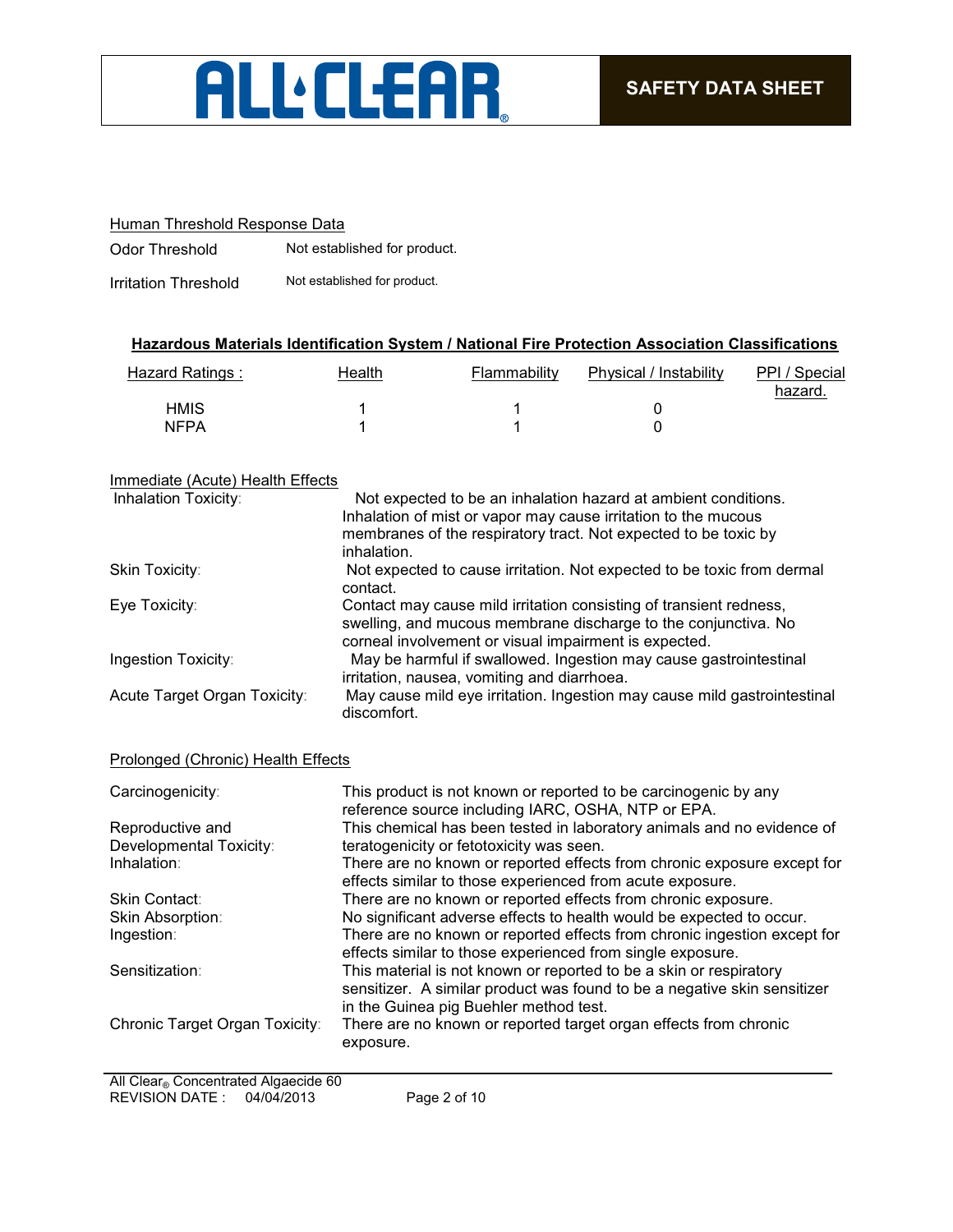### Human Threshold Response Data

| | |
|---|---|
| Odor Threshold | Not established for product. |
| Irritation Threshold | Not established for product. |

### Hazardous Materials Identification System / National Fire Protection Association Classifications

| Hazard Ratings : | Health | Flammability | Physical / Instability | PPI / Special hazard. |
|---|---|---|---|---|
| HMIS | 1 | 1 | 0 | |
| NFPA | 1 | 1 | 0 | |

### Immediate (Acute) Health Effects

| | |
|---|---|
| Inhalation Toxicity: | Not expected to be an inhalation hazard at ambient conditions. Inhalation of mist or vapor may cause irritation to the mucous membranes of the respiratory tract. Not expected to be toxic by inhalation. |
| Skin Toxicity: | Not expected to cause irritation. Not expected to be toxic from dermal contact. |
| Eye Toxicity: | Contact may cause mild irritation consisting of transient redness, swelling, and mucous membrane discharge to the conjunctiva. No corneal involvement or visual impairment is expected. |
| Ingestion Toxicity: | May be harmful if swallowed. Ingestion may cause gastrointestinal irritation, nausea, vomiting and diarrhoea. |
| Acute Target Organ Toxicity: | May cause mild eye irritation. Ingestion may cause mild gastrointestinal discomfort. |

### Prolonged (Chronic) Health Effects

| | |
|---|---|
| Carcinogenicity: | This product is not known or reported to be carcinogenic by any reference source including IARC, OSHA, NTP or EPA. |
| Reproductive and Developmental Toxicity: | This chemical has been tested in laboratory animals and no evidence of teratogenicity or fetotoxicity was seen. |
| Inhalation: | There are no known or reported effects from chronic exposure except for effects similar to those experienced from acute exposure. |
| Skin Contact: | There are no known or reported effects from chronic exposure. |
| Skin Absorption: | No significant adverse effects to health would be expected to occur. |
| Ingestion: | There are no known or reported effects from chronic ingestion except for effects similar to those experienced from single exposure. |
| Sensitization: | This material is not known or reported to be a skin or respiratory sensitizer. A similar product was found to be a negative skin sensitizer in the Guinea pig Buehler method test. |
| Chronic Target Organ Toxicity: | There are no known or reported target organ effects from chronic exposure. |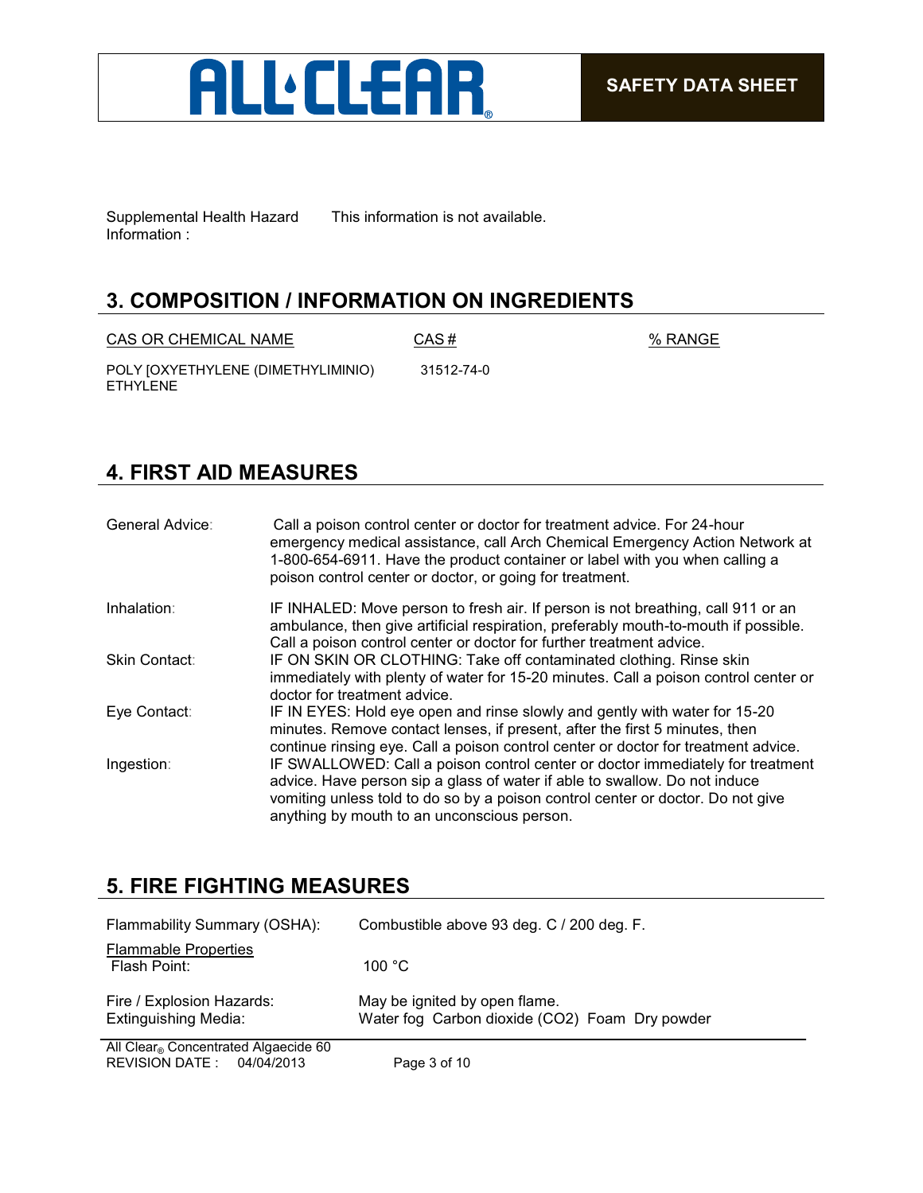Supplemental Health Hazard Information : This information is not available.

## 3. COMPOSITION / INFORMATION ON INGREDIENTS

| CAS OR CHEMICAL NAME | CAS # | % RANGE |
|---|---|---|
| POLY [OXYETHYLENE (DIMETHYLIMINIO) ETHYLENE | 31512-74-0 | |

## 4. FIRST AID MEASURES

General Advice: Call a poison control center or doctor for treatment advice. For 24-hour emergency medical assistance, call Arch Chemical Emergency Action Network at 1-800-654-6911. Have the product container or label with you when calling a poison control center or doctor, or going for treatment.

Inhalation: IF INHALED: Move person to fresh air. If person is not breathing, call 911 or an ambulance, then give artificial respiration, preferably mouth-to-mouth if possible. Call a poison control center or doctor for further treatment advice.

Skin Contact: IF ON SKIN OR CLOTHING: Take off contaminated clothing. Rinse skin immediately with plenty of water for 15-20 minutes. Call a poison control center or doctor for treatment advice.

Eye Contact: IF IN EYES: Hold eye open and rinse slowly and gently with water for 15-20 minutes. Remove contact lenses, if present, after the first 5 minutes, then continue rinsing eye. Call a poison control center or doctor for treatment advice.

Ingestion: IF SWALLOWED: Call a poison control center or doctor immediately for treatment advice. Have person sip a glass of water if able to swallow. Do not induce vomiting unless told to do so by a poison control center or doctor. Do not give anything by mouth to an unconscious person.

## 5. FIRE FIGHTING MEASURES

Flammability Summary (OSHA): Combustible above 93 deg. C / 200 deg. F.

Flammable Properties
Flash Point: 100 °C

Fire / Explosion Hazards: May be ignited by open flame.
Extinguishing Media: Water fog Carbon dioxide ($CO_2$) Foam Dry powder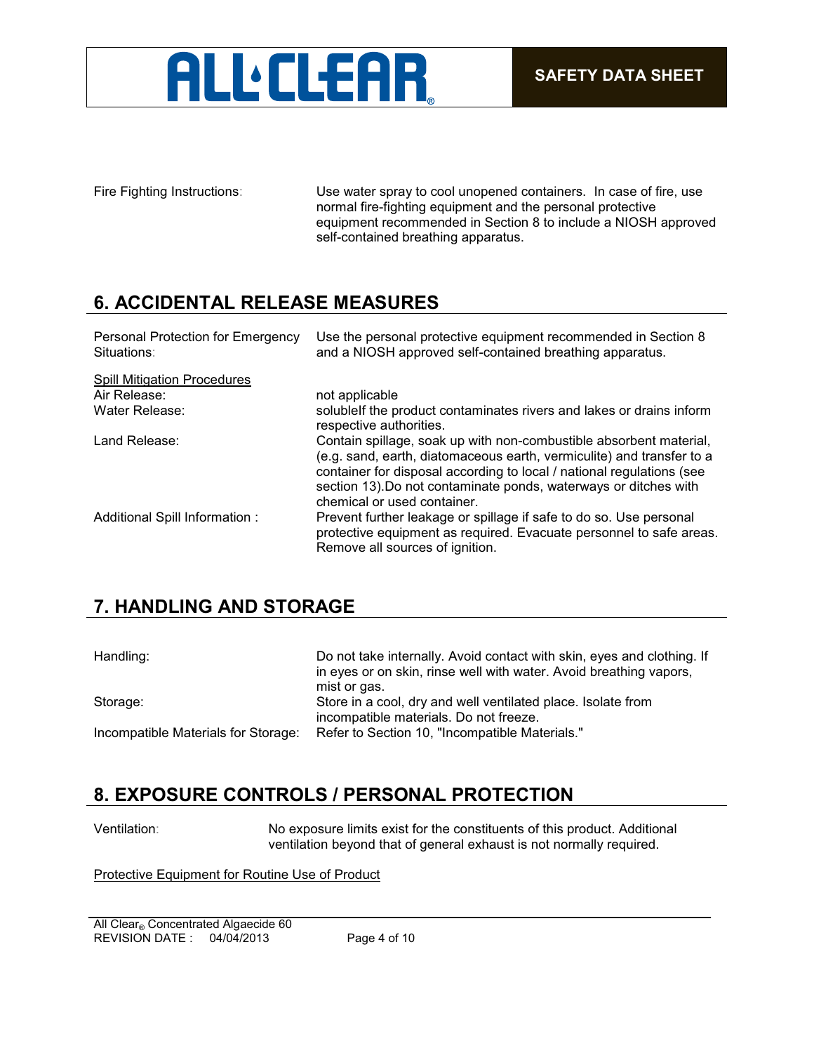Fire Fighting Instructions: Use water spray to cool unopened containers. In case of fire, use normal fire-fighting equipment and the personal protective equipment recommended in Section 8 to include a NIOSH approved self-contained breathing apparatus.

## 6. ACCIDENTAL RELEASE MEASURES

Personal Protection for Emergency Situations: Use the personal protective equipment recommended in Section 8 and a NIOSH approved self-contained breathing apparatus.

Spill Mitigation Procedures

Air Release: not applicable

Water Release: solubleIf the product contaminates rivers and lakes or drains inform respective authorities.

Land Release: Contain spillage, soak up with non-combustible absorbent material, (e.g. sand, earth, diatomaceous earth, vermiculite) and transfer to a container for disposal according to local / national regulations (see section 13).Do not contaminate ponds, waterways or ditches with chemical or used container.

Additional Spill Information : Prevent further leakage or spillage if safe to do so. Use personal protective equipment as required. Evacuate personnel to safe areas. Remove all sources of ignition.

## 7. HANDLING AND STORAGE

Handling: Do not take internally. Avoid contact with skin, eyes and clothing. If in eyes or on skin, rinse well with water. Avoid breathing vapors, mist or gas.

Storage: Store in a cool, dry and well ventilated place. Isolate from incompatible materials. Do not freeze.

Incompatible Materials for Storage: Refer to Section 10, "Incompatible Materials."

## 8. EXPOSURE CONTROLS / PERSONAL PROTECTION

Ventilation: No exposure limits exist for the constituents of this product. Additional ventilation beyond that of general exhaust is not normally required.

Protective Equipment for Routine Use of Product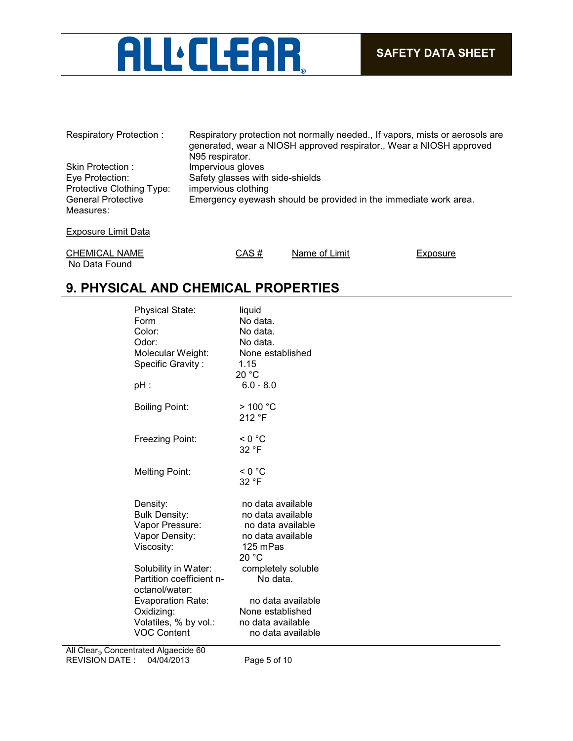| | |
|---|---|
| Respiratory Protection : | Respiratory protection not normally needed., If vapors, mists or aerosols are generated, wear a NIOSH approved respirator., Wear a NIOSH approved N95 respirator. |
| Skin Protection : | Impervious gloves |
| Eye Protection: | Safety glasses with side-shields |
| Protective Clothing Type: | impervious clothing |
| General Protective Measures: | Emergency eyewash should be provided in the immediate work area. |

Exposure Limit Data

| CHEMICAL NAME | CAS # | Name of Limit | Exposure |
|---|---|---|---|
| No Data Found | | | |

## 9. PHYSICAL AND CHEMICAL PROPERTIES

| | |
|---|---|
| Physical State: | liquid |
| Form | No data. |
| Color: | No data. |
| Odor: | No data. |
| Molecular Weight: | None established |
| Specific Gravity : | 1.15<br>20 °C |
| pH : | 6.0 - 8.0 |
| Boiling Point: | > 100 °C<br>212 °F |
| Freezing Point: | < 0 °C<br>32 °F |
| Melting Point: | < 0 °C<br>32 °F |
| Density: | no data available |
| Bulk Density: | no data available |
| Vapor Pressure: | no data available |
| Vapor Density: | no data available |
| Viscosity: | 125 mPas<br>20 °C |
| Solubility in Water: | completely soluble |
| Partition coefficient n-octanol/water: | No data. |
| Evaporation Rate: | no data available |
| Oxidizing: | None established |
| Volatiles, % by vol.: | no data available |
| VOC Content | no data available |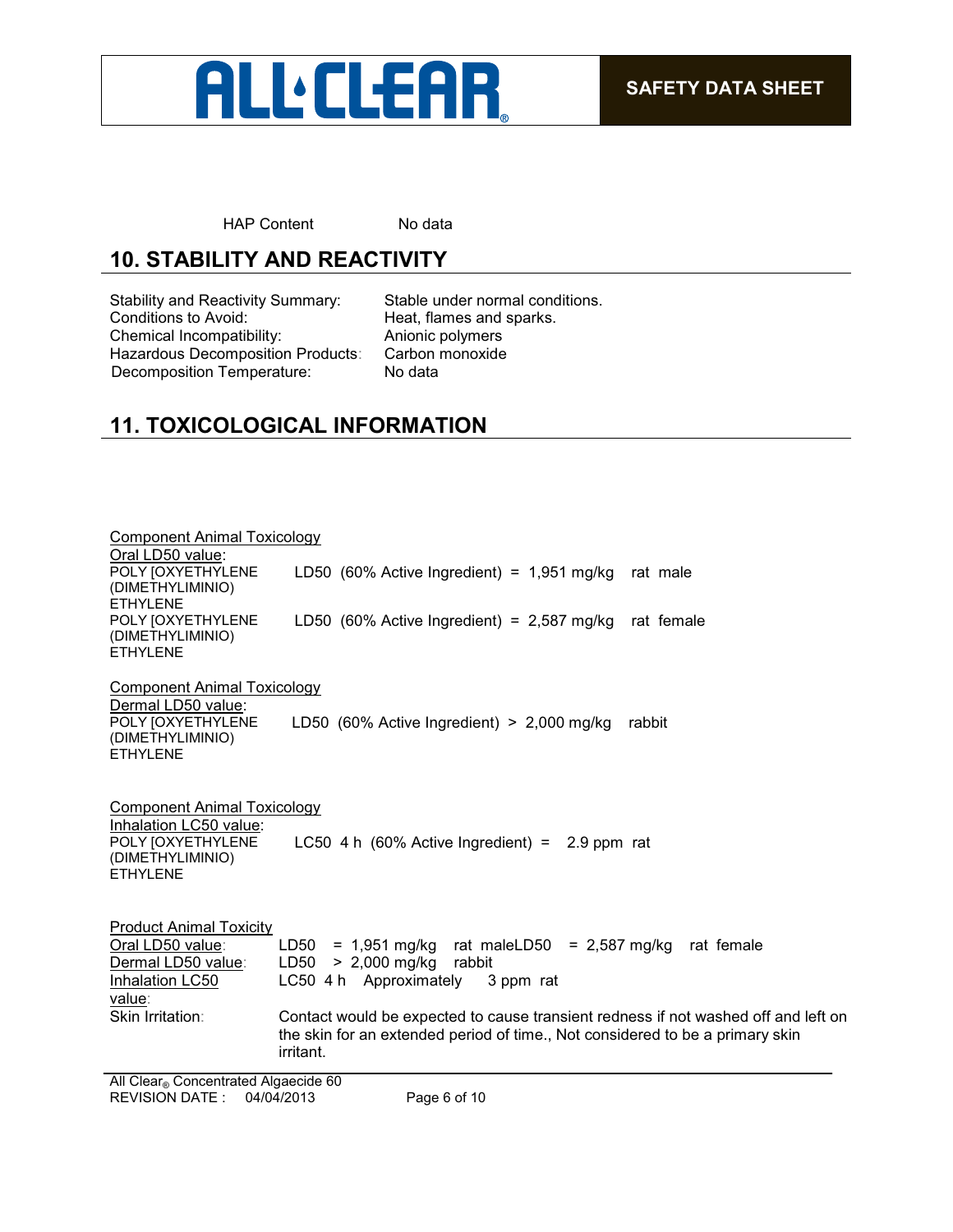| | |
|---|---|
| HAP Content | No data |

## 10. STABILITY AND REACTIVITY

| | |
|---|---|
| Stability and Reactivity Summary: | Stable under normal conditions. |
| Conditions to Avoid: | Heat, flames and sparks. |
| Chemical Incompatibility: | Anionic polymers |
| Hazardous Decomposition Products: | Carbon monoxide |
| Decomposition Temperature: | No data |

## 11. TOXICOLOGICAL INFORMATION

<u>Component Animal Toxicology</u>

<u>Oral LD50 value</u>:

| | |
|---|---|
| POLY [OXYETHYLENE (DIMETHYLIMINIO) ETHYLENE | LD50 (60% Active Ingredient) = 1,951 mg/kg rat male |
| POLY [OXYETHYLENE (DIMETHYLIMINIO) ETHYLENE | LD50 (60% Active Ingredient) = 2,587 mg/kg rat female |

<u>Component Animal Toxicology</u>

<u>Dermal LD50 value</u>:

| | |
|---|---|
| POLY [OXYETHYLENE (DIMETHYLIMINIO) ETHYLENE | LD50 (60% Active Ingredient) > 2,000 mg/kg rabbit |

<u>Component Animal Toxicology</u>

<u>Inhalation LC50 value</u>:

| | |
|---|---|
| POLY [OXYETHYLENE (DIMETHYLIMINIO) ETHYLENE | LC50 4 h (60% Active Ingredient) = 2.9 ppm rat |

<u>Product Animal Toxicity</u>

| | |
|---|---|
| <u>Oral LD50 value</u>: | LD50 = 1,951 mg/kg rat maleLD50 = 2,587 mg/kg rat female |
| <u>Dermal LD50 value</u>: | LD50 > 2,000 mg/kg rabbit |
| <u>Inhalation LC50 value</u>: | LC50 4 h Approximately 3 ppm rat |
| Skin Irritation: | Contact would be expected to cause transient redness if not washed off and left on the skin for an extended period of time., Not considered to be a primary skin irritant. |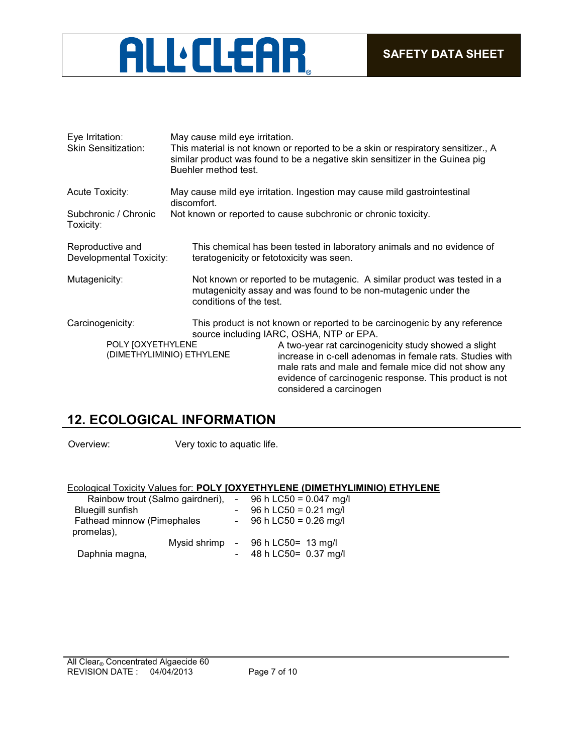| | |
|---|---|
| Eye Irritation: | May cause mild eye irritation. |
| Skin Sensitization: | This material is not known or reported to be a skin or respiratory sensitizer., A similar product was found to be a negative skin sensitizer in the Guinea pig Buehler method test. |
| Acute Toxicity: | May cause mild eye irritation. Ingestion may cause mild gastrointestinal discomfort. |
| Subchronic / Chronic Toxicity: | Not known or reported to cause subchronic or chronic toxicity. |
| Reproductive and Developmental Toxicity: | This chemical has been tested in laboratory animals and no evidence of teratogenicity or fetotoxicity was seen. |
| Mutagenicity: | Not known or reported to be mutagenic. A similar product was tested in a mutagenicity assay and was found to be non-mutagenic under the conditions of the test. |
| Carcinogenicity: | This product is not known or reported to be carcinogenic by any reference source including IARC, OSHA, NTP or EPA. |

| | |
|---|---|
| POLY [OXYETHYLENE (DIMETHYLIMINIO) ETHYLENE | A two-year rat carcinogenicity study showed a slight increase in c-cell adenomas in female rats. Studies with male rats and male and female mice did not show any evidence of carcinogenic response. This product is not considered a carcinogen |

## 12. ECOLOGICAL INFORMATION

Overview: Very toxic to aquatic life.

Ecological Toxicity Values for: **POLY [OXYETHYLENE (DIMETHYLIMINIO) ETHYLENE**

| Species | | Value |
|---|---|---|
| Rainbow trout (Salmo gairdneri), | - | 96 h LC50 = 0.047 mg/l |
| Bluegill sunfish | - | 96 h LC50 = 0.21 mg/l |
| Fathead minnow (Pimephales promelas), | - | 96 h LC50 = 0.26 mg/l |
| Mysid shrimp | - | 96 h LC50= 13 mg/l |
| Daphnia magna, | - | 48 h LC50= 0.37 mg/l |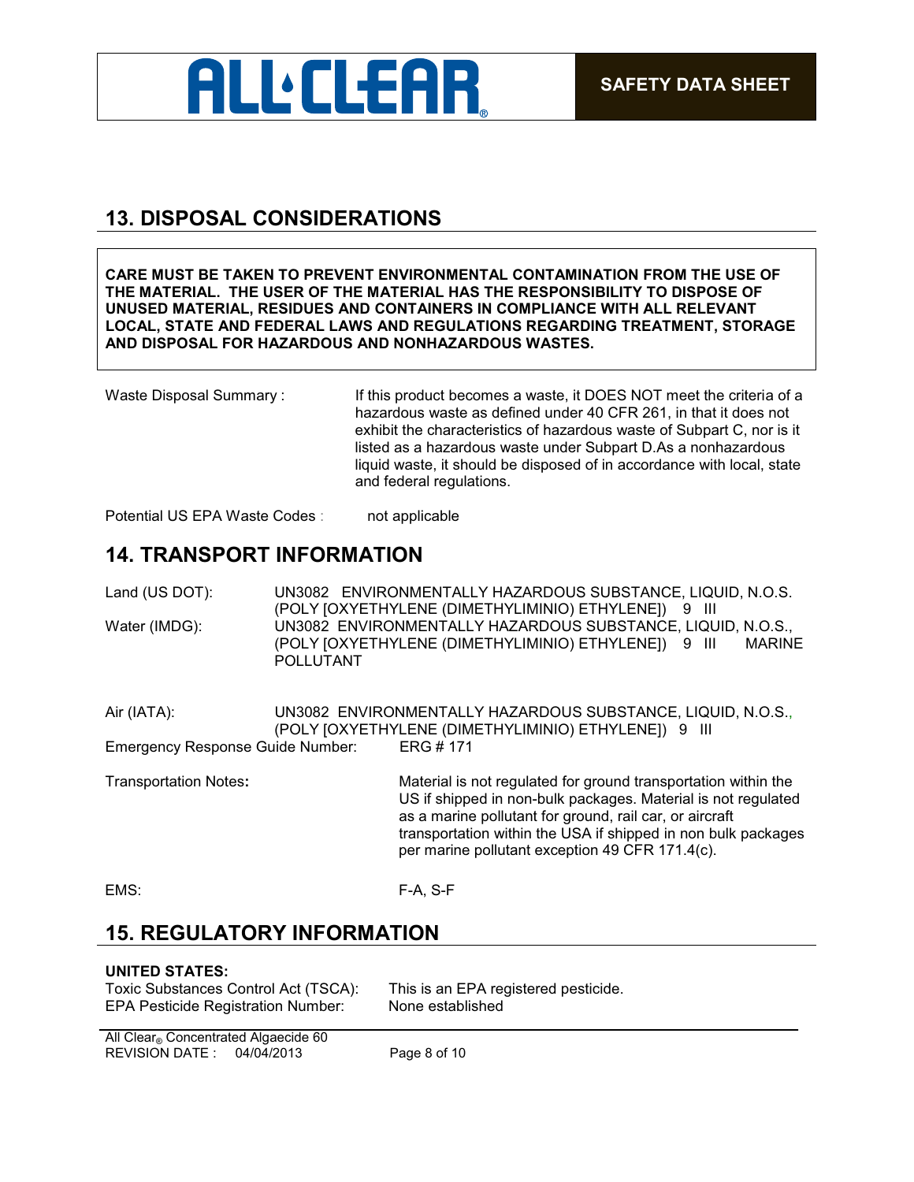## 13. DISPOSAL CONSIDERATIONS

**CARE MUST BE TAKEN TO PREVENT ENVIRONMENTAL CONTAMINATION FROM THE USE OF THE MATERIAL. THE USER OF THE MATERIAL HAS THE RESPONSIBILITY TO DISPOSE OF UNUSED MATERIAL, RESIDUES AND CONTAINERS IN COMPLIANCE WITH ALL RELEVANT LOCAL, STATE AND FEDERAL LAWS AND REGULATIONS REGARDING TREATMENT, STORAGE AND DISPOSAL FOR HAZARDOUS AND NONHAZARDOUS WASTES.**

Waste Disposal Summary : If this product becomes a waste, it DOES NOT meet the criteria of a hazardous waste as defined under 40 CFR 261, in that it does not exhibit the characteristics of hazardous waste of Subpart C, nor is it listed as a hazardous waste under Subpart D.As a nonhazardous liquid waste, it should be disposed of in accordance with local, state and federal regulations.

Potential US EPA Waste Codes : not applicable

## 14. TRANSPORT INFORMATION

Land (US DOT): UN3082 ENVIRONMENTALLY HAZARDOUS SUBSTANCE, LIQUID, N.O.S. (POLY [OXYETHYLENE (DIMETHYLIMINIO) ETHYLENE]) 9 III

Water (IMDG): UN3082 ENVIRONMENTALLY HAZARDOUS SUBSTANCE, LIQUID, N.O.S., (POLY [OXYETHYLENE (DIMETHYLIMINIO) ETHYLENE]) 9 III MARINE POLLUTANT

Air (IATA): UN3082 ENVIRONMENTALLY HAZARDOUS SUBSTANCE, LIQUID, N.O.S., (POLY [OXYETHYLENE (DIMETHYLIMINIO) ETHYLENE]) 9 III

Emergency Response Guide Number: ERG # 171

Transportation Notes**:** Material is not regulated for ground transportation within the US if shipped in non-bulk packages. Material is not regulated as a marine pollutant for ground, rail car, or aircraft transportation within the USA if shipped in non bulk packages per marine pollutant exception 49 CFR 171.4(c).

EMS: F-A, S-F

## 15. REGULATORY INFORMATION

**UNITED STATES:**

Toxic Substances Control Act (TSCA): This is an EPA registered pesticide.
EPA Pesticide Registration Number: None established

All Clear® Concentrated Algaecide 60
REVISION DATE : 04/04/2013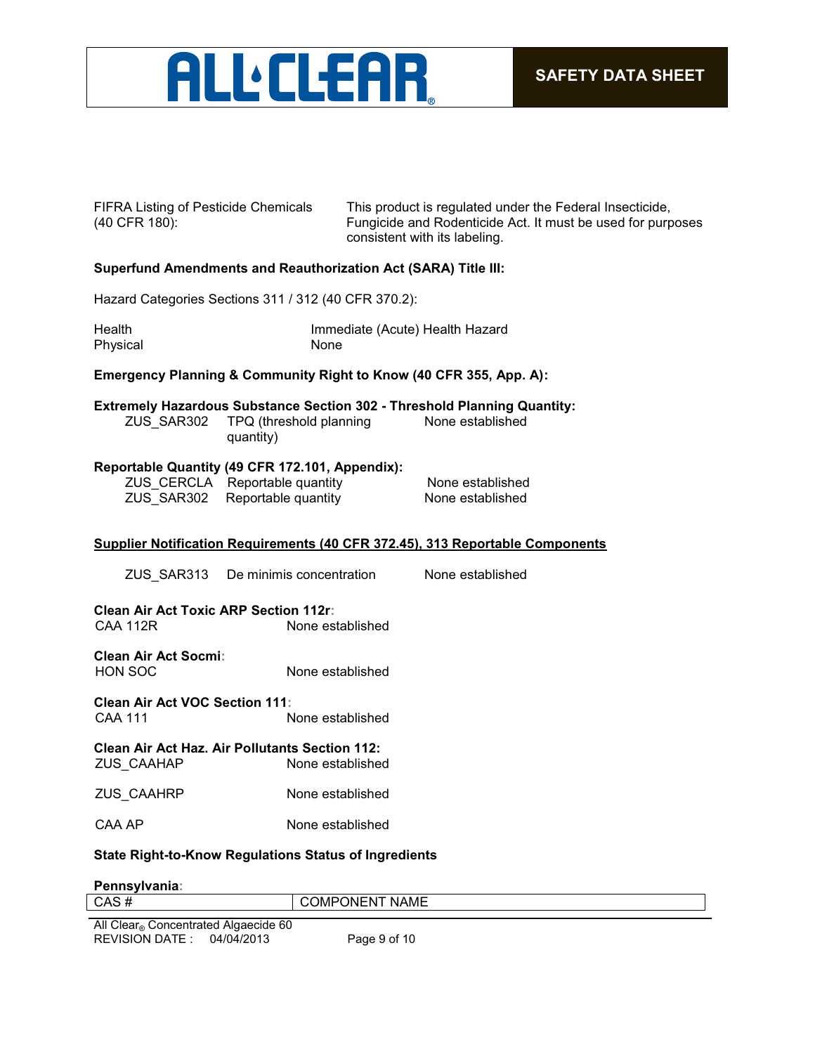FIFRA Listing of Pesticide Chemicals (40 CFR 180): This product is regulated under the Federal Insecticide, Fungicide and Rodenticide Act. It must be used for purposes consistent with its labeling.

**Superfund Amendments and Reauthorization Act (SARA) Title III:**

Hazard Categories Sections 311 / 312 (40 CFR 370.2):

| | |
|---|---|
| Health | Immediate (Acute) Health Hazard |
| Physical | None |

**Emergency Planning & Community Right to Know (40 CFR 355, App. A):**

**Extremely Hazardous Substance Section 302 - Threshold Planning Quantity:**

| | | |
|---|---|---|
| ZUS_SAR302 | TPQ (threshold planning quantity) | None established |

**Reportable Quantity (49 CFR 172.101, Appendix):**

| | | |
|---|---|---|
| ZUS_CERCLA | Reportable quantity | None established |
| ZUS_SAR302 | Reportable quantity | None established |

**Supplier Notification Requirements (40 CFR 372.45), 313 Reportable Components**

| | | |
|---|---|---|
| ZUS_SAR313 | De minimis concentration | None established |

**Clean Air Act Toxic ARP Section 112r:**

CAA 112R None established

**Clean Air Act Socmi:**

HON SOC None established

**Clean Air Act VOC Section 111:**

CAA 111 None established

**Clean Air Act Haz. Air Pollutants Section 112:**

| | |
|---|---|
| ZUS_CAAHAP | None established |
| ZUS_CAAHRP | None established |
| CAA AP | None established |

**State Right-to-Know Regulations Status of Ingredients**

**Pennsylvania:**

| CAS # | COMPONENT NAME |
|---|---|

All Clear® Concentrated Algaecide 60
REVISION DATE : 04/04/2013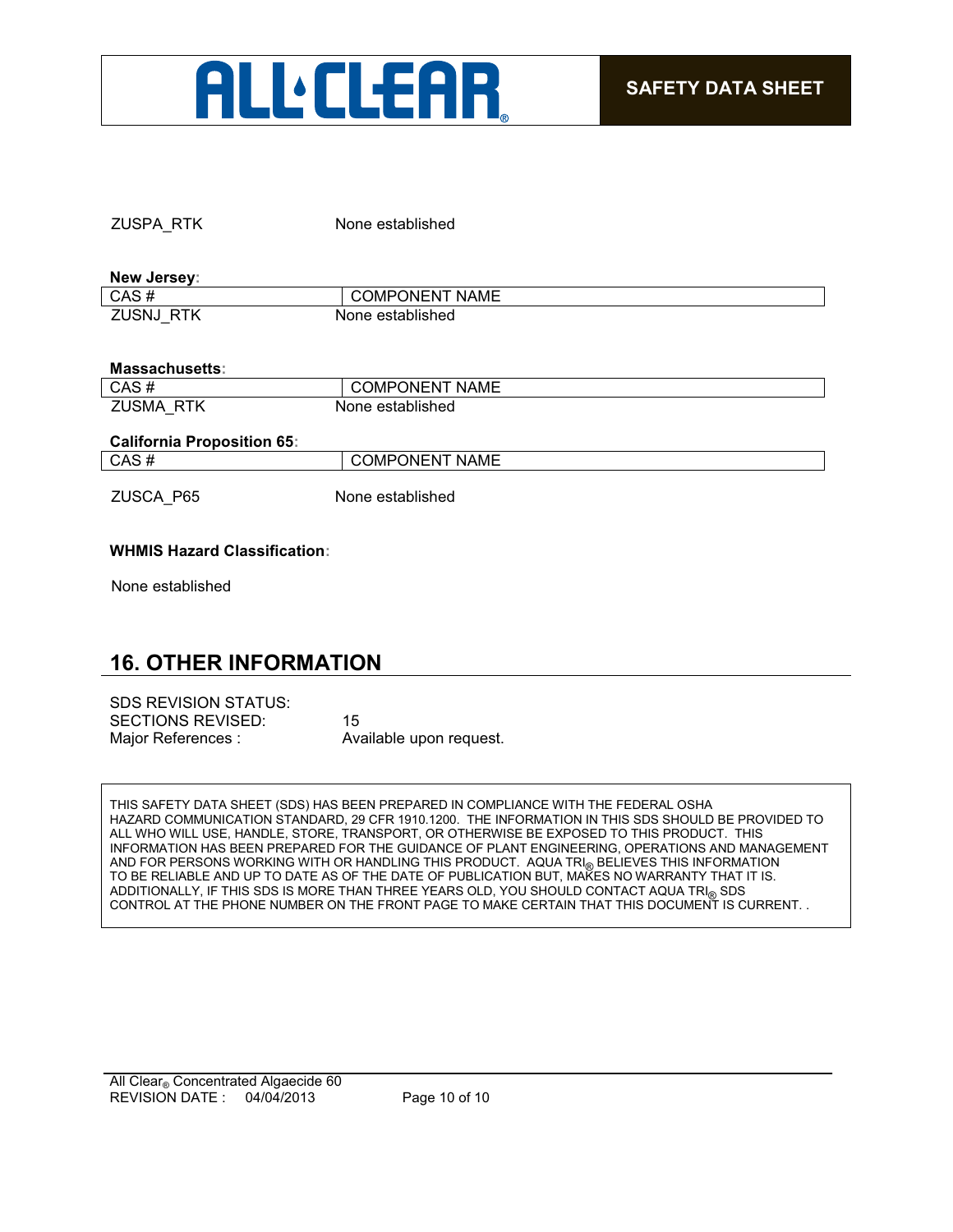ZUSPA_RTK None established

**New Jersey:**

| CAS # | COMPONENT NAME |
|---|---|
| ZUSNJ_RTK | None established |

**Massachusetts:**

| CAS # | COMPONENT NAME |
|---|---|
| ZUSMA_RTK | None established |

**California Proposition 65:**

| CAS # | COMPONENT NAME |
|---|---|
| ZUSCA_P65 | None established |

**WHMIS Hazard Classification:**

None established

## 16. OTHER INFORMATION

SDS REVISION STATUS:
SECTIONS REVISED: 15
Major References : Available upon request.

THIS SAFETY DATA SHEET (SDS) HAS BEEN PREPARED IN COMPLIANCE WITH THE FEDERAL OSHA HAZARD COMMUNICATION STANDARD, 29 CFR 1910.1200. THE INFORMATION IN THIS SDS SHOULD BE PROVIDED TO ALL WHO WILL USE, HANDLE, STORE, TRANSPORT, OR OTHERWISE BE EXPOSED TO THIS PRODUCT. THIS INFORMATION HAS BEEN PREPARED FOR THE GUIDANCE OF PLANT ENGINEERING, OPERATIONS AND MANAGEMENT AND FOR PERSONS WORKING WITH OR HANDLING THIS PRODUCT. AQUA TRI® BELIEVES THIS INFORMATION TO BE RELIABLE AND UP TO DATE AS OF THE DATE OF PUBLICATION BUT, MAKES NO WARRANTY THAT IT IS. ADDITIONALLY, IF THIS SDS IS MORE THAN THREE YEARS OLD, YOU SHOULD CONTACT AQUA TRI® SDS CONTROL AT THE PHONE NUMBER ON THE FRONT PAGE TO MAKE CERTAIN THAT THIS DOCUMENT IS CURRENT. .